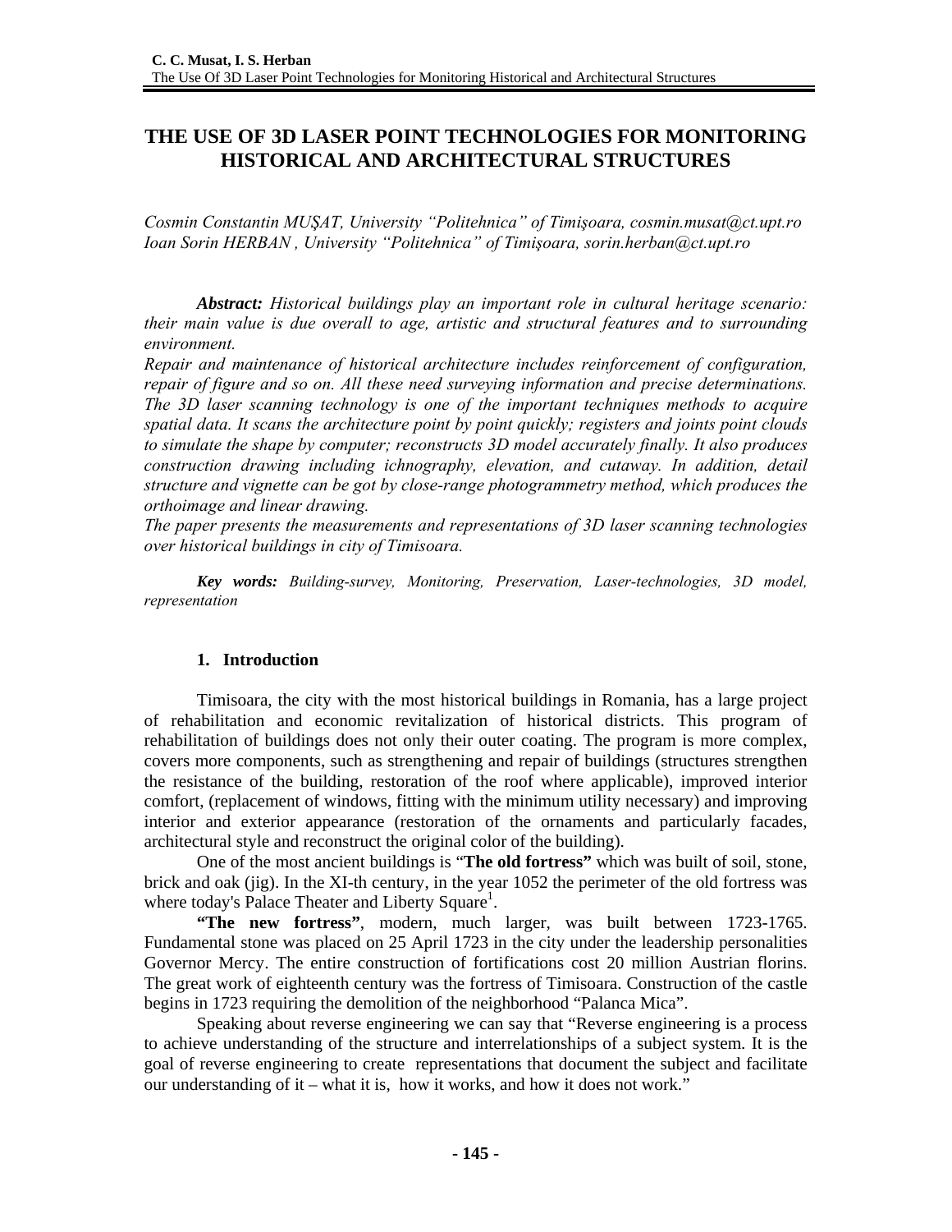# THE USE OF 3D LASER POINT TECHNOLOGIES FOR MONITORING HISTORICAL AND ARCHITECTURAL STRUCTURES

*Cosmin Constantin MUŞAT, University "Politehnica" of Timişoara, cosmin.musat@ct.upt.ro*
*Ioan Sorin HERBAN , University "Politehnica" of Timişoara, sorin.herban@ct.upt.ro*

***Abstract:*** *Historical buildings play an important role in cultural heritage scenario: their main value is due overall to age, artistic and structural features and to surrounding environment.*
*Repair and maintenance of historical architecture includes reinforcement of configuration, repair of figure and so on. All these need surveying information and precise determinations. The 3D laser scanning technology is one of the important techniques methods to acquire spatial data. It scans the architecture point by point quickly; registers and joints point clouds to simulate the shape by computer; reconstructs 3D model accurately finally. It also produces construction drawing including ichnography, elevation, and cutaway. In addition, detail structure and vignette can be got by close-range photogrammetry method, which produces the orthoimage and linear drawing.*
*The paper presents the measurements and representations of 3D laser scanning technologies over historical buildings in city of Timisoara.*

***Key words:*** *Building-survey, Monitoring, Preservation, Laser-technologies, 3D model, representation*

## 1. Introduction

Timisoara, the city with the most historical buildings in Romania, has a large project of rehabilitation and economic revitalization of historical districts. This program of rehabilitation of buildings does not only their outer coating. The program is more complex, covers more components, such as strengthening and repair of buildings (structures strengthen the resistance of the building, restoration of the roof where applicable), improved interior comfort, (replacement of windows, fitting with the minimum utility necessary) and improving interior and exterior appearance (restoration of the ornaments and particularly facades, architectural style and reconstruct the original color of the building).

One of the most ancient buildings is "**The old fortress"** which was built of soil, stone, brick and oak (jig). In the XI-th century, in the year 1052 the perimeter of the old fortress was where today's Palace Theater and Liberty Square[1].

**"The new fortress"**, modern, much larger, was built between 1723-1765. Fundamental stone was placed on 25 April 1723 in the city under the leadership personalities Governor Mercy. The entire construction of fortifications cost 20 million Austrian florins. The great work of eighteenth century was the fortress of Timisoara. Construction of the castle begins in 1723 requiring the demolition of the neighborhood "Palanca Mica".

Speaking about reverse engineering we can say that "Reverse engineering is a process to achieve understanding of the structure and interrelationships of a subject system. It is the goal of reverse engineering to create representations that document the subject and facilitate our understanding of it – what it is, how it works, and how it does not work."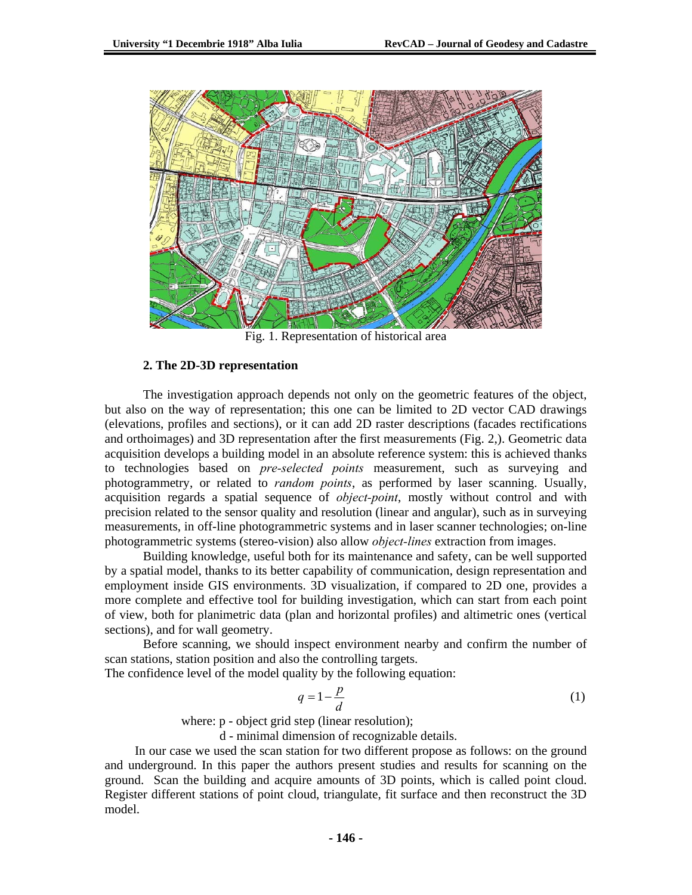Fig. 1. Representation of historical area

### 2. The 2D-3D representation

The investigation approach depends not only on the geometric features of the object, but also on the way of representation; this one can be limited to 2D vector CAD drawings (elevations, profiles and sections), or it can add 2D raster descriptions (facades rectifications and orthoimages) and 3D representation after the first measurements (Fig. 2,). Geometric data acquisition develops a building model in an absolute reference system: this is achieved thanks to technologies based on *pre-selected points* measurement, such as surveying and photogrammetry, or related to *random points*, as performed by laser scanning. Usually, acquisition regards a spatial sequence of *object-point*, mostly without control and with precision related to the sensor quality and resolution (linear and angular), such as in surveying measurements, in off-line photogrammetric systems and in laser scanner technologies; on-line photogrammetric systems (stereo-vision) also allow *object-lines* extraction from images.

Building knowledge, useful both for its maintenance and safety, can be well supported by a spatial model, thanks to its better capability of communication, design representation and employment inside GIS environments. 3D visualization, if compared to 2D one, provides a more complete and effective tool for building investigation, which can start from each point of view, both for planimetric data (plan and horizontal profiles) and altimetric ones (vertical sections), and for wall geometry.

Before scanning, we should inspect environment nearby and confirm the number of scan stations, station position and also the controlling targets.
The confidence level of the model quality by the following equation:

$$q = 1 - \frac{p}{d} \tag{1}$$

where: p - object grid step (linear resolution);
d - minimal dimension of recognizable details.

In our case we used the scan station for two different propose as follows: on the ground and underground. In this paper the authors present studies and results for scanning on the ground. Scan the building and acquire amounts of 3D points, which is called point cloud. Register different stations of point cloud, triangulate, fit surface and then reconstruct the 3D model.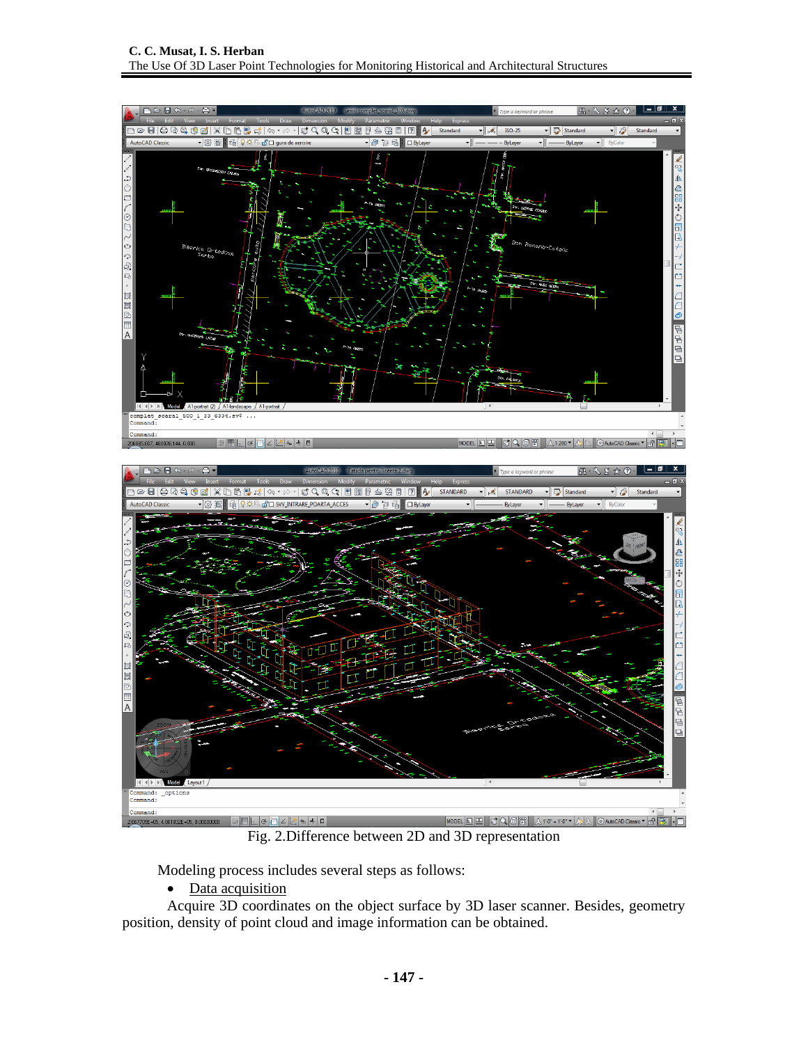Fig. 2.Difference between 2D and 3D representation

Modeling process includes several steps as follows:

- Data acquisition

Acquire 3D coordinates on the object surface by 3D laser scanner. Besides, geometry position, density of point cloud and image information can be obtained.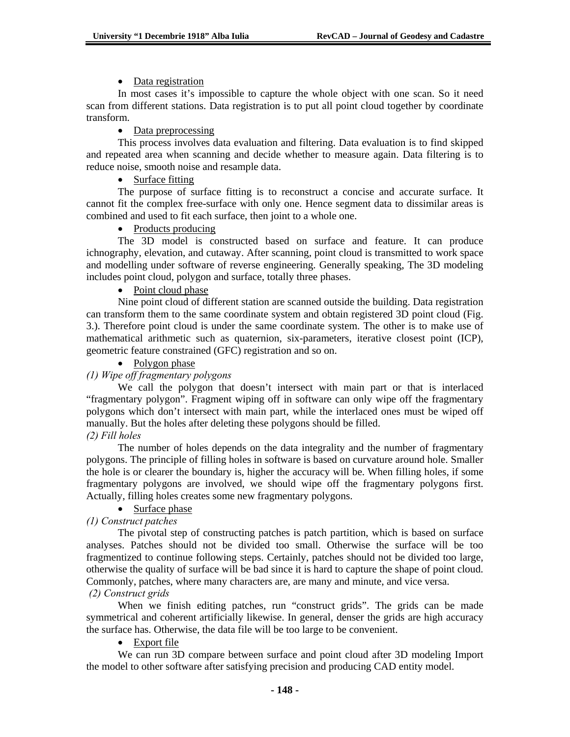- Data registration

In most cases it's impossible to capture the whole object with one scan. So it need scan from different stations. Data registration is to put all point cloud together by coordinate transform.

- Data preprocessing

This process involves data evaluation and filtering. Data evaluation is to find skipped and repeated area when scanning and decide whether to measure again. Data filtering is to reduce noise, smooth noise and resample data.

- Surface fitting

The purpose of surface fitting is to reconstruct a concise and accurate surface. It cannot fit the complex free-surface with only one. Hence segment data to dissimilar areas is combined and used to fit each surface, then joint to a whole one.

- Products producing

The 3D model is constructed based on surface and feature. It can produce ichnography, elevation, and cutaway. After scanning, point cloud is transmitted to work space and modelling under software of reverse engineering. Generally speaking, The 3D modeling includes point cloud, polygon and surface, totally three phases.

- Point cloud phase

Nine point cloud of different station are scanned outside the building. Data registration can transform them to the same coordinate system and obtain registered 3D point cloud (Fig. 3.). Therefore point cloud is under the same coordinate system. The other is to make use of mathematical arithmetic such as quaternion, six-parameters, iterative closest point (ICP), geometric feature constrained (GFC) registration and so on.

- Polygon phase

*(1) Wipe off fragmentary polygons*

We call the polygon that doesn't intersect with main part or that is interlaced "fragmentary polygon". Fragment wiping off in software can only wipe off the fragmentary polygons which don't intersect with main part, while the interlaced ones must be wiped off manually. But the holes after deleting these polygons should be filled.

*(2) Fill holes*

The number of holes depends on the data integrality and the number of fragmentary polygons. The principle of filling holes in software is based on curvature around hole. Smaller the hole is or clearer the boundary is, higher the accuracy will be. When filling holes, if some fragmentary polygons are involved, we should wipe off the fragmentary polygons first. Actually, filling holes creates some new fragmentary polygons.

- Surface phase

*(1) Construct patches*

The pivotal step of constructing patches is patch partition, which is based on surface analyses. Patches should not be divided too small. Otherwise the surface will be too fragmentized to continue following steps. Certainly, patches should not be divided too large, otherwise the quality of surface will be bad since it is hard to capture the shape of point cloud. Commonly, patches, where many characters are, are many and minute, and vice versa.

*(2) Construct grids*

When we finish editing patches, run "construct grids". The grids can be made symmetrical and coherent artificially likewise. In general, denser the grids are high accuracy the surface has. Otherwise, the data file will be too large to be convenient.

- Export file

We can run 3D compare between surface and point cloud after 3D modeling Import the model to other software after satisfying precision and producing CAD entity model.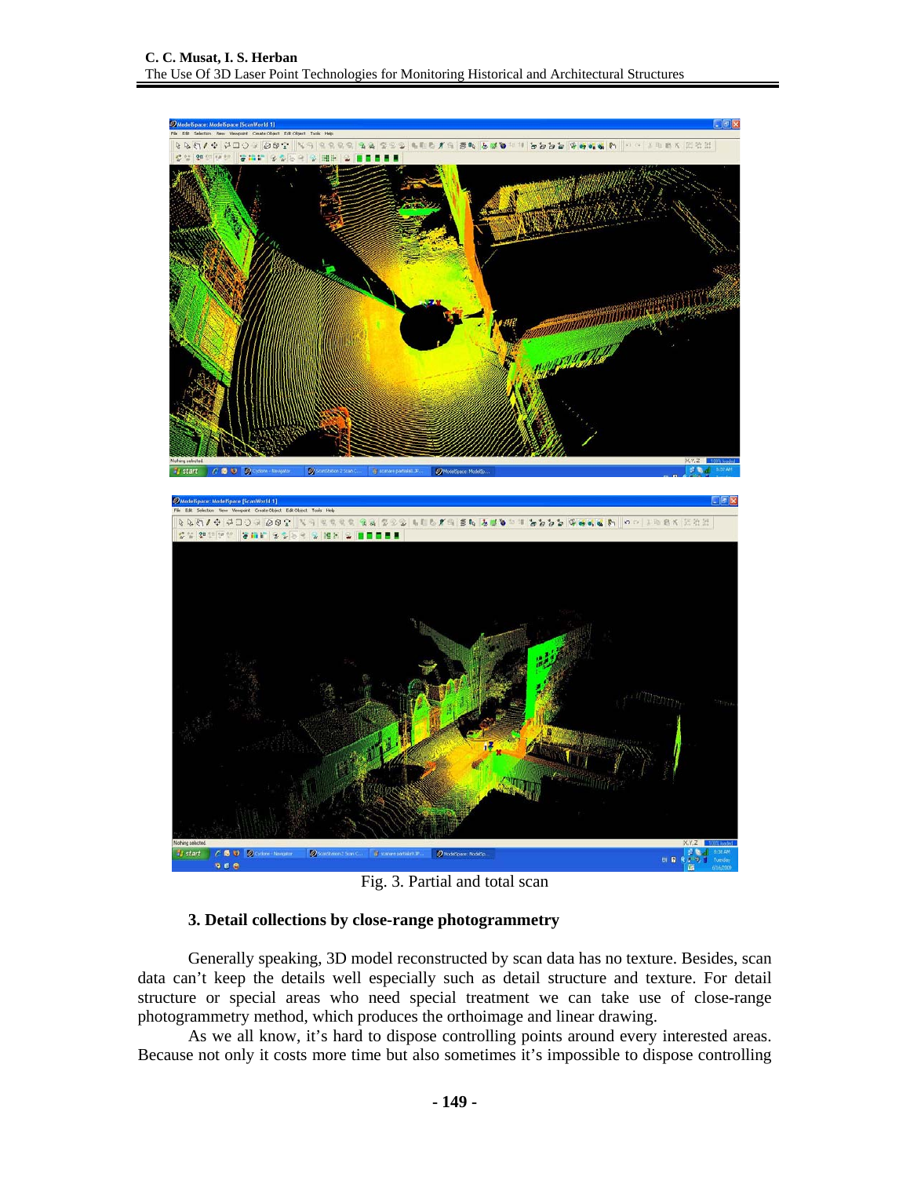Fig. 3. Partial and total scan

### 3. Detail collections by close-range photogrammetry

Generally speaking, 3D model reconstructed by scan data has no texture. Besides, scan data can't keep the details well especially such as detail structure and texture. For detail structure or special areas who need special treatment we can take use of close-range photogrammetry method, which produces the orthoimage and linear drawing.

As we all know, it's hard to dispose controlling points around every interested areas. Because not only it costs more time but also sometimes it's impossible to dispose controlling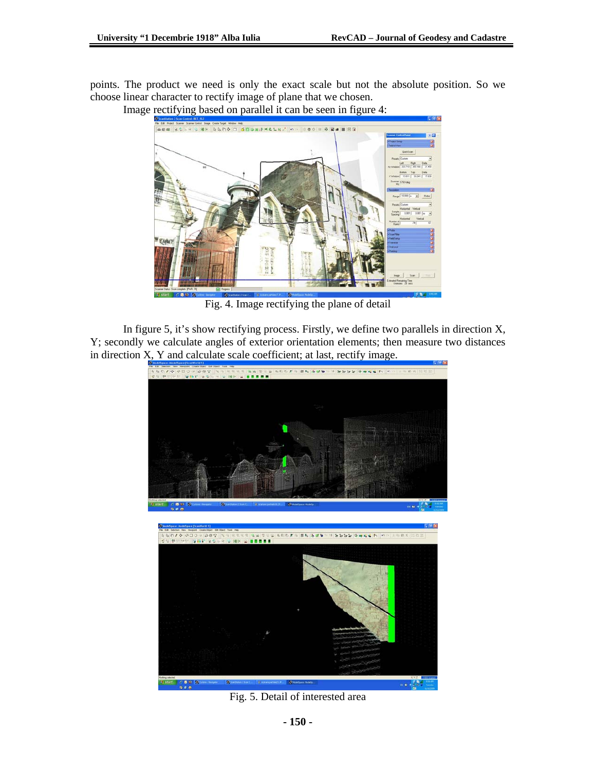points. The product we need is only the exact scale but not the absolute position. So we choose linear character to rectify image of plane that we chosen.

Image rectifying based on parallel it can be seen in figure 4:

Fig. 4. Image rectifying the plane of detail

In figure 5, it's show rectifying process. Firstly, we define two parallels in direction X, Y; secondly we calculate angles of exterior orientation elements; then measure two distances in direction X, Y and calculate scale coefficient; at last, rectify image.

Fig. 5. Detail of interested area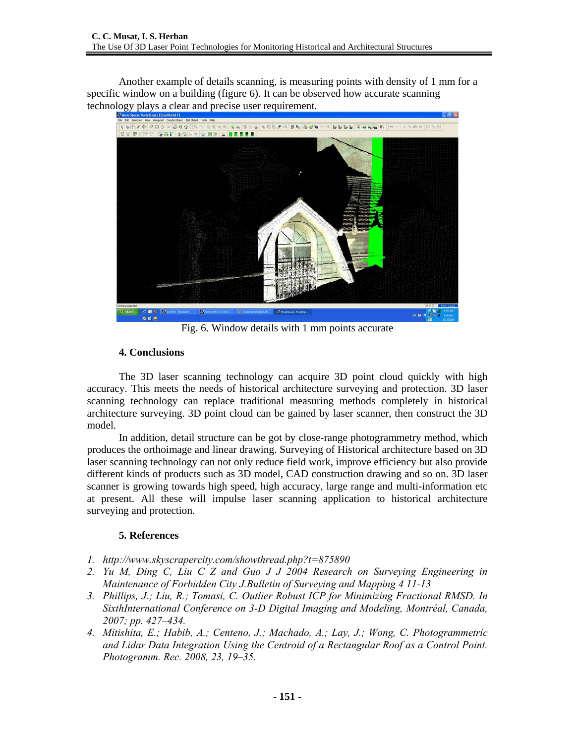Another example of details scanning, is measuring points with density of 1 mm for a specific window on a building (figure 6). It can be observed how accurate scanning technology plays a clear and precise user requirement.

Fig. 6. Window details with 1 mm points accurate

## 4. Conclusions

The 3D laser scanning technology can acquire 3D point cloud quickly with high accuracy. This meets the needs of historical architecture surveying and protection. 3D laser scanning technology can replace traditional measuring methods completely in historical architecture surveying. 3D point cloud can be gained by laser scanner, then construct the 3D model.

In addition, detail structure can be got by close-range photogrammetry method, which produces the orthoimage and linear drawing. Surveying of Historical architecture based on 3D laser scanning technology can not only reduce field work, improve efficiency but also provide different kinds of products such as 3D model, CAD construction drawing and so on. 3D laser scanner is growing towards high speed, high accuracy, large range and multi-information etc at present. All these will impulse laser scanning application to historical architecture surveying and protection.

## 5. References

1. *http://www.skyscrapercity.com/showthread.php?t=875890*
2. *Yu M, Ding C, Liu C Z and Guo J J 2004 Research on Surveying Engineering in Maintenance of Forbidden City J.Bulletin of Surveying and Mapping 4 11-13*
3. *Phillips, J.; Liu, R.; Tomasi, C. Outlier Robust ICP for Minimizing Fractional RMSD. In SixthInternational Conference on 3-D Digital Imaging and Modeling, Montréal, Canada, 2007; pp. 427–434.*
4. *Mitishita, E.; Habib, A.; Centeno, J.; Machado, A.; Lay, J.; Wong, C. Photogrammetric and Lidar Data Integration Using the Centroid of a Rectangular Roof as a Control Point. Photogramm. Rec. 2008, 23, 19–35.*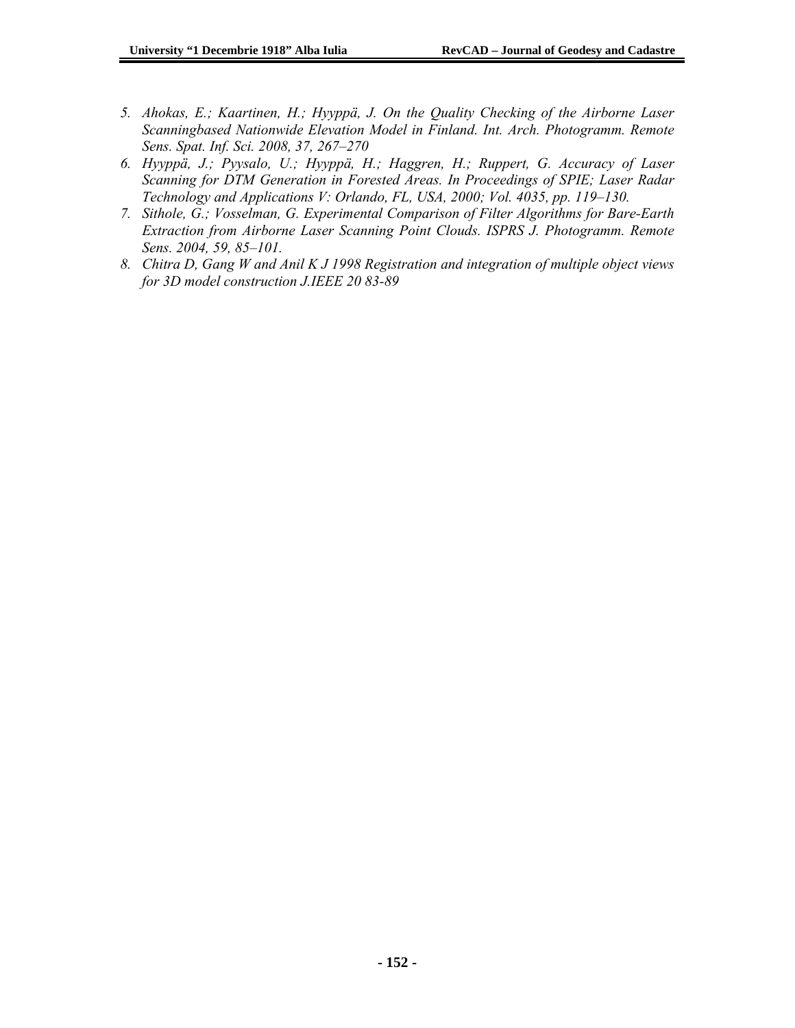5. *Ahokas, E.; Kaartinen, H.; Hyyppä, J. On the Quality Checking of the Airborne Laser Scanningbased Nationwide Elevation Model in Finland. Int. Arch. Photogramm. Remote Sens. Spat. Inf. Sci. 2008, 37, 267–270*
6. *Hyyppä, J.; Pyysalo, U.; Hyyppä, H.; Haggren, H.; Ruppert, G. Accuracy of Laser Scanning for DTM Generation in Forested Areas. In Proceedings of SPIE; Laser Radar Technology and Applications V: Orlando, FL, USA, 2000; Vol. 4035, pp. 119–130.*
7. *Sithole, G.; Vosselman, G. Experimental Comparison of Filter Algorithms for Bare-Earth Extraction from Airborne Laser Scanning Point Clouds. ISPRS J. Photogramm. Remote Sens. 2004, 59, 85–101.*
8. *Chitra D, Gang W and Anil K J 1998 Registration and integration of multiple object views for 3D model construction J.IEEE 20 83-89*